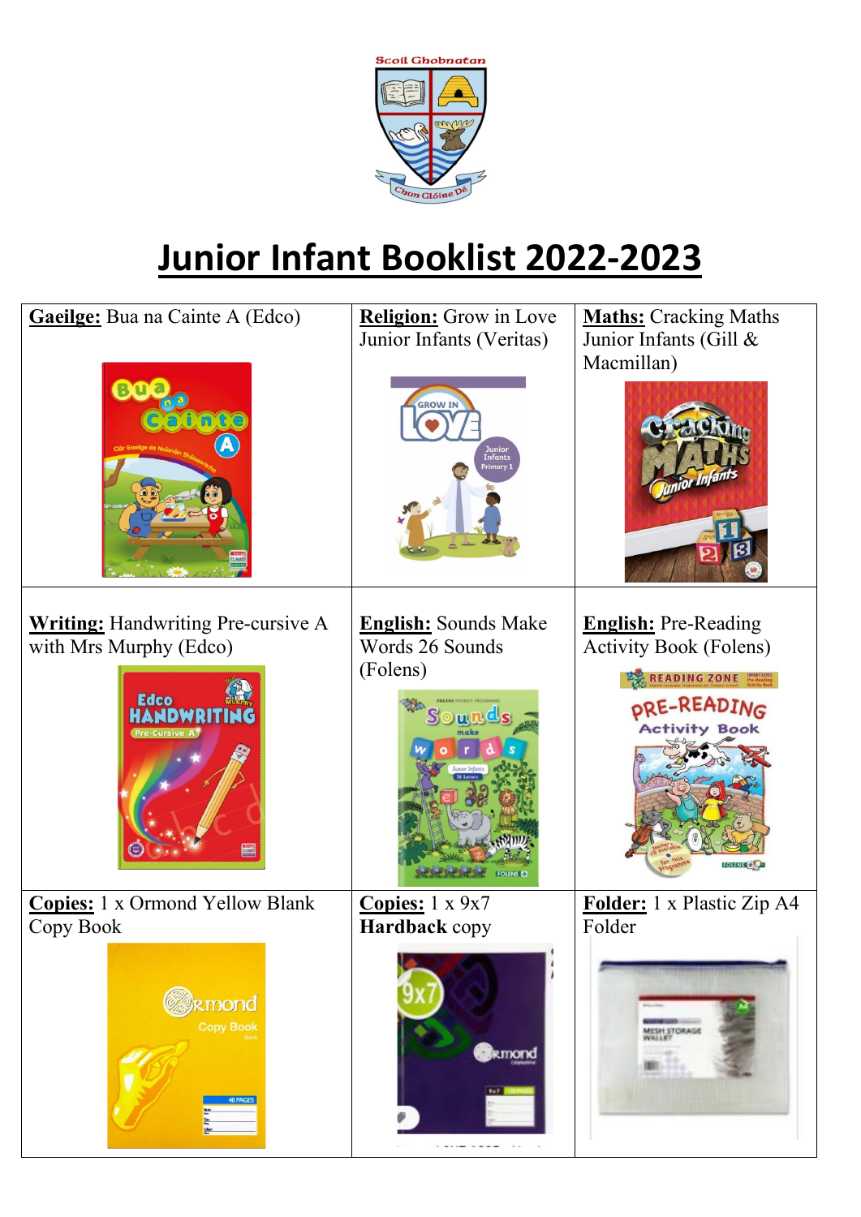Scoil Ghobnatan

Chun Glóire Dé

# Junior Infant Booklist 2022-2023

| | | |
|---|---|---|
| **Gaeilge:** Bua na Cainte A (Edco) | **Religion:** Grow in Love Junior Infants (Veritas) | **Maths:** Cracking Maths Junior Infants (Gill & Macmillan) |
| **Writing:** Handwriting Pre-cursive A with Mrs Murphy (Edco) | **English:** Sounds Make Words 26 Sounds (Folens) | **English:** Pre-Reading Activity Book (Folens) |
| **Copies:** 1 x Ormond Yellow Blank Copy Book | **Copies:** 1 x 9x7 **Hardback** copy | **Folder:** 1 x Plastic Zip A4 Folder |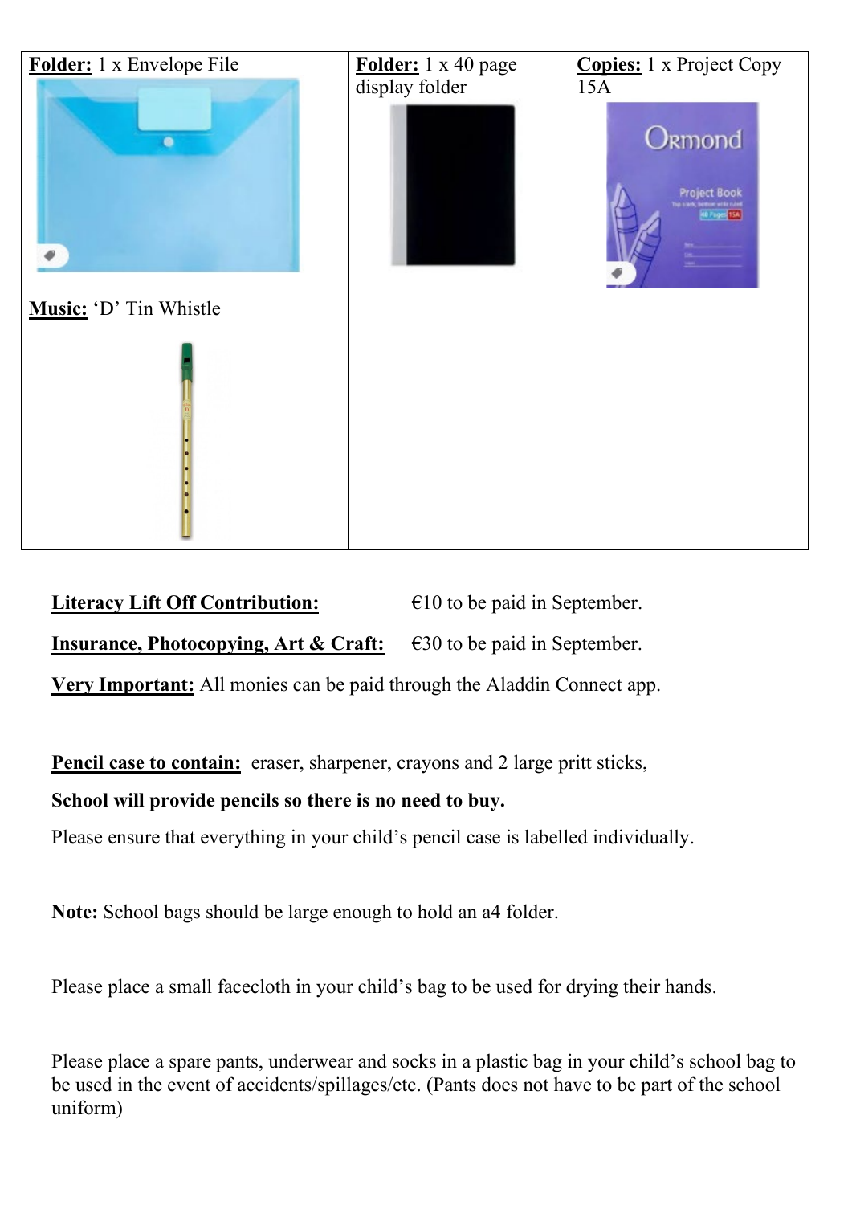| | | |
|---|---|---|
| **Folder:** 1 x Envelope File | **Folder:** 1 x 40 page display folder | **Copies:** 1 x Project Copy 15A |
| **Music:** 'D' Tin Whistle | | |

**Literacy Lift Off Contribution:** €10 to be paid in September.

**Insurance, Photocopying, Art & Craft:** €30 to be paid in September.

**Very Important:** All monies can be paid through the Aladdin Connect app.

**Pencil case to contain:** eraser, sharpener, crayons and 2 large pritt sticks,

**School will provide pencils so there is no need to buy.**

Please ensure that everything in your child's pencil case is labelled individually.

**Note:** School bags should be large enough to hold an a4 folder.

Please place a small facecloth in your child's bag to be used for drying their hands.

Please place a spare pants, underwear and socks in a plastic bag in your child's school bag to be used in the event of accidents/spillages/etc. (Pants does not have to be part of the school uniform)